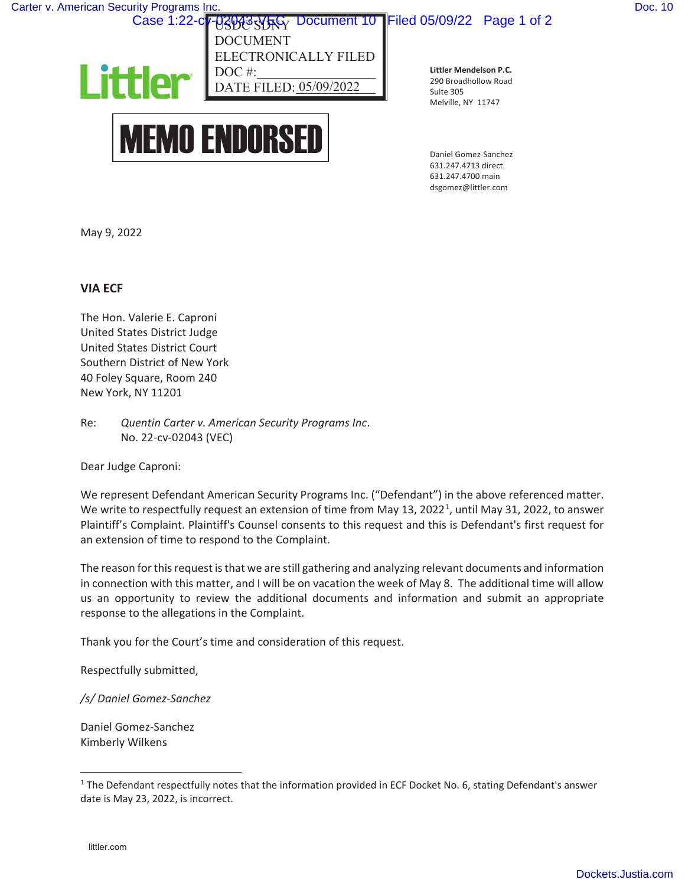USDC SDNY
DOCUMENT
ELECTRONICALLY FILED
DOC #:
DATE FILED: 05/09/2022

**Littler Mendelson P.C.**
290 Broadhollow Road
Suite 305
Melville, NY 11747

# MEMO ENDORSED

Daniel Gomez-Sanchez
631.247.4713 direct
631.247.4700 main
dsgomez@littler.com

May 9, 2022

**VIA ECF**

The Hon. Valerie E. Caproni
United States District Judge
United States District Court
Southern District of New York
40 Foley Square, Room 240
New York, NY 11201

Re: *Quentin Carter v. American Security Programs Inc*.
No. 22-cv-02043 (VEC)

Dear Judge Caproni:

We represent Defendant American Security Programs Inc. ("Defendant") in the above referenced matter. We write to respectfully request an extension of time from May 13, 2022[1], until May 31, 2022, to answer Plaintiff's Complaint. Plaintiff's Counsel consents to this request and this is Defendant's first request for an extension of time to respond to the Complaint.

The reason for this request is that we are still gathering and analyzing relevant documents and information in connection with this matter, and I will be on vacation the week of May 8. The additional time will allow us an opportunity to review the additional documents and information and submit an appropriate response to the allegations in the Complaint.

Thank you for the Court's time and consideration of this request.

Respectfully submitted,

*/s/ Daniel Gomez-Sanchez*

Daniel Gomez-Sanchez
Kimberly Wilkens

---

[1] The Defendant respectfully notes that the information provided in ECF Docket No. 6, stating Defendant's answer date is May 23, 2022, is incorrect.

littler.com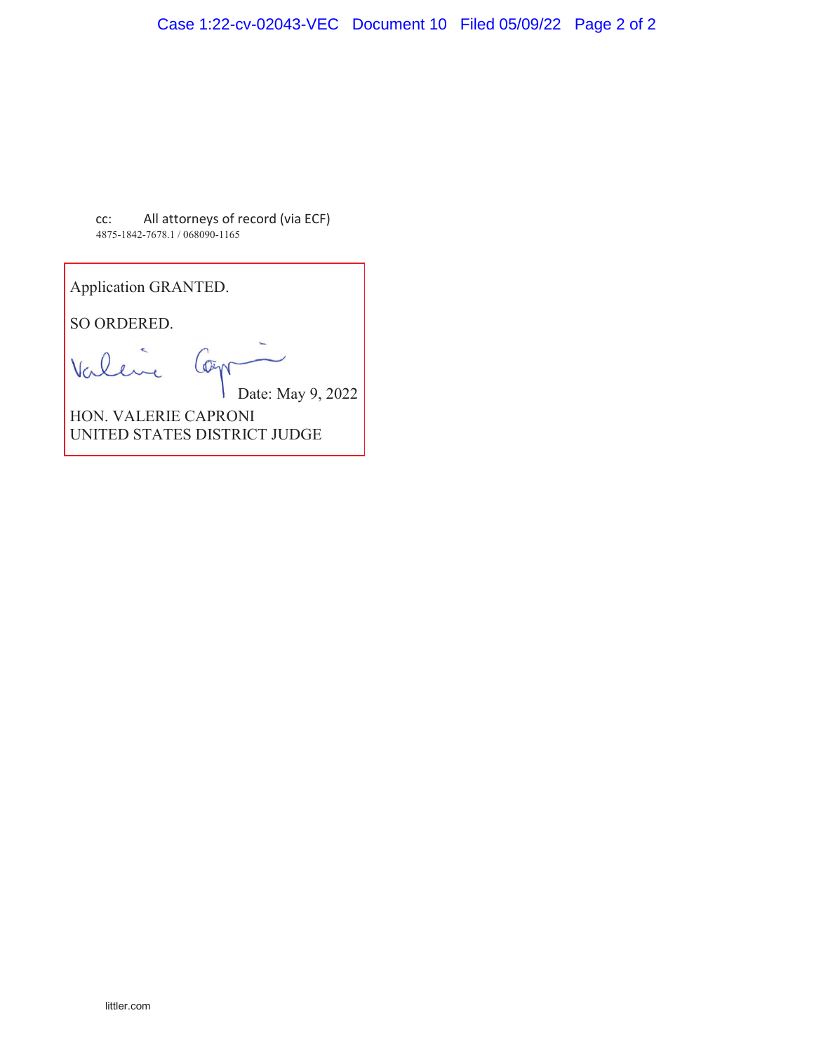cc: All attorneys of record (via ECF)
4875-1842-7678.1 / 068090-1165

Application GRANTED.

SO ORDERED.

Date: May 9, 2022

HON. VALERIE CAPRONI
UNITED STATES DISTRICT JUDGE

littler.com